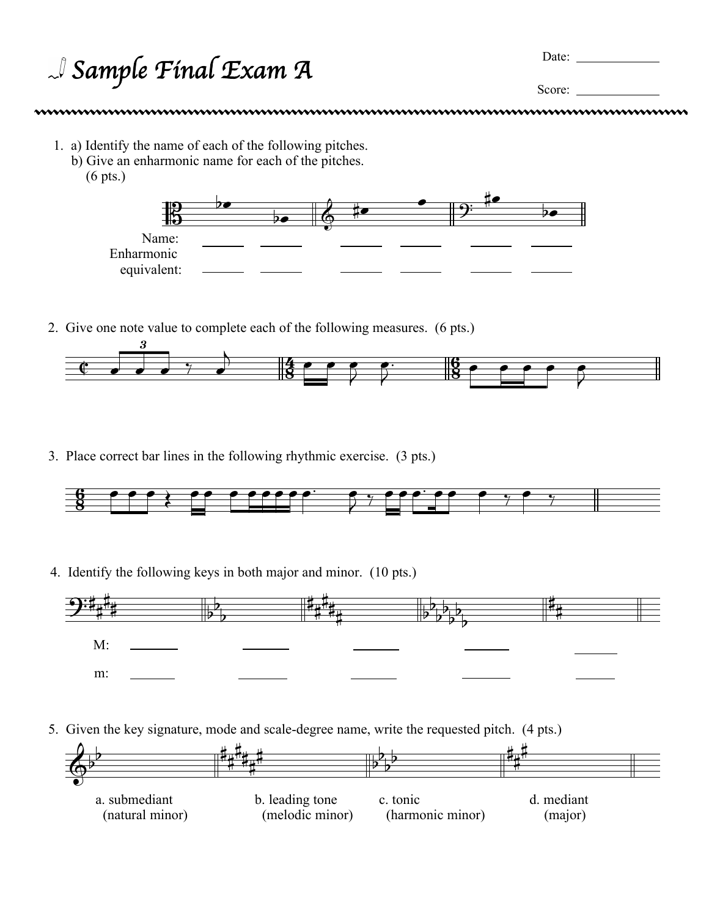# Sample Final Exam A

Date: ____________

Score: ____________

1. a) Identify the name of each of the following pitches.
   b) Give an enharmonic name for each of the pitches.
   (6 pts.)

Name: ______ ______ ______ ______ ______ ______

Enharmonic equivalent: ______ ______ ______ ______ ______ ______

2. Give one note value to complete each of the following measures. (6 pts.)

3. Place correct bar lines in the following rhythmic exercise. (3 pts.)

4. Identify the following keys in both major and minor. (10 pts.)

M: ______ ______ ______ ______ ______

m: ______ ______ ______ ______ ______

5. Given the key signature, mode and scale-degree name, write the requested pitch. (4 pts.)

a. submediant (natural minor)

b. leading tone (melodic minor)

c. tonic (harmonic minor)

d. mediant (major)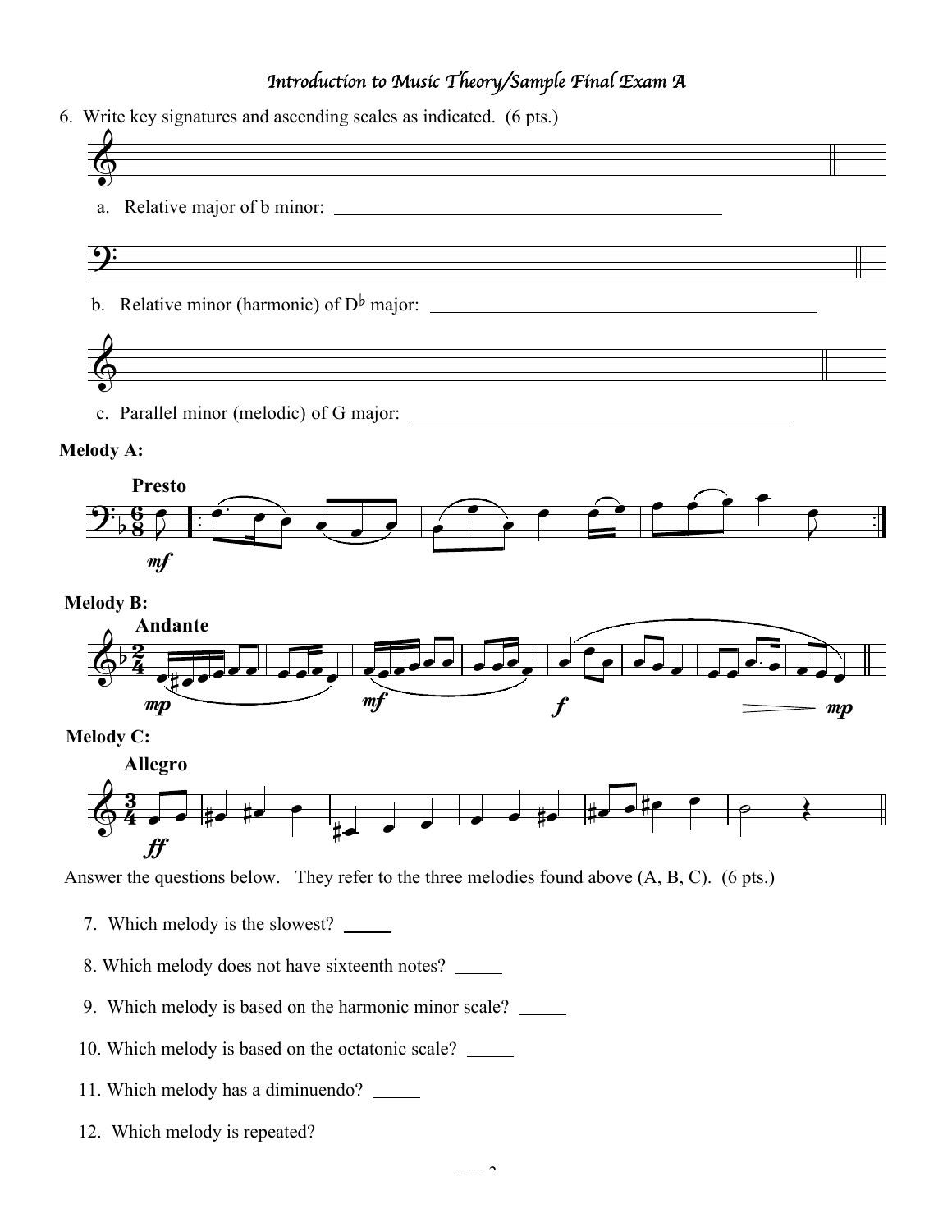6. Write key signatures and ascending scales as indicated. (6 pts.)

a. Relative major of b minor: ________________________________________

b. Relative minor (harmonic) of D♭ major: ________________________________________

c. Parallel minor (melodic) of G major: ________________________________________

**Melody A:**

**Presto**

*mf*

**Melody B:**

**Andante**

*mp* *mf* *f* *mp*

**Melody C:**

**Allegro**

*ff*

Answer the questions below. They refer to the three melodies found above (A, B, C). (6 pts.)

7. Which melody is the slowest? _____

8. Which melody does not have sixteenth notes? _____

9. Which melody is based on the harmonic minor scale? _____

10. Which melody is based on the octatonic scale? _____

11. Which melody has a diminuendo? _____

12. Which melody is repeated?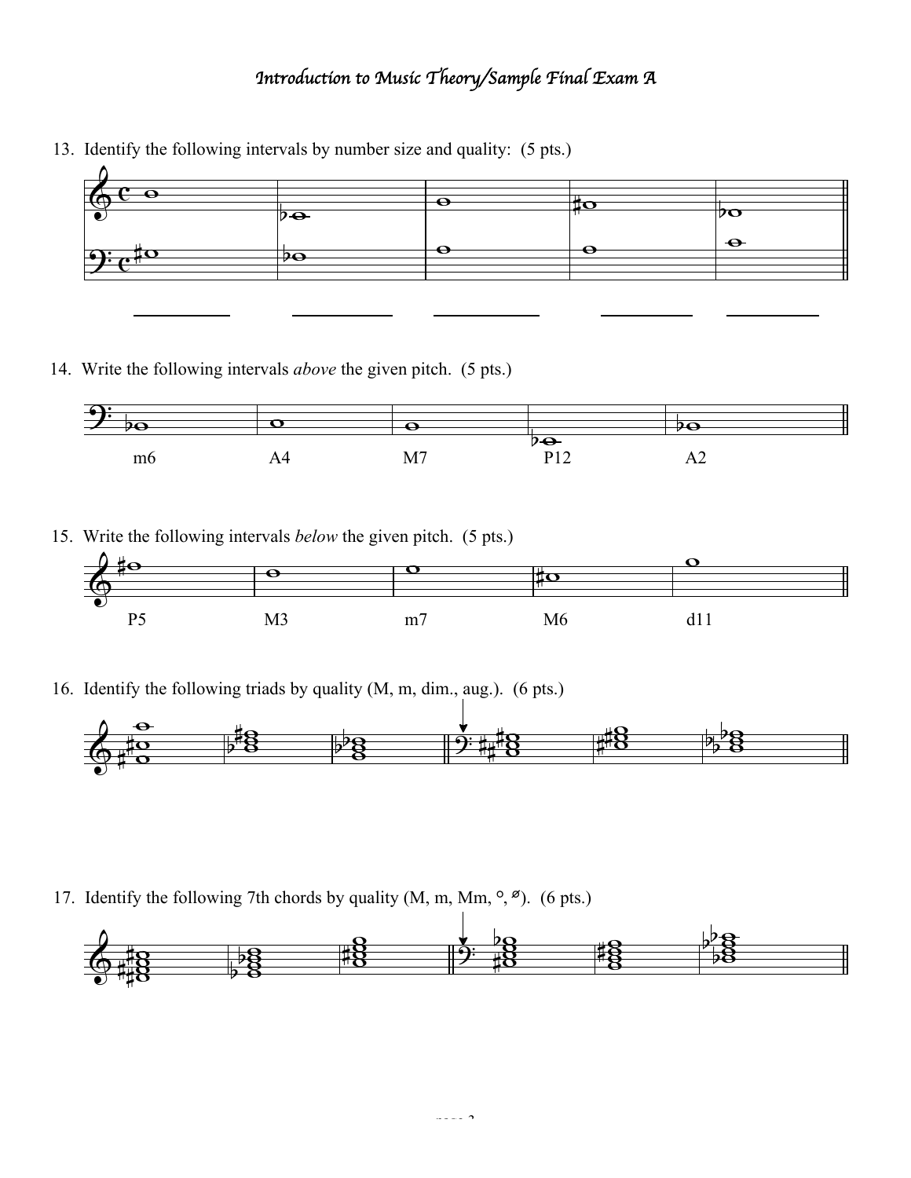*Introduction to Music Theory/Sample Final Exam A*

13. Identify the following intervals by number size and quality: (5 pts.)

\_\_\_\_\_\_\_\_\_\_ \_\_\_\_\_\_\_\_\_\_ \_\_\_\_\_\_\_\_\_\_ \_\_\_\_\_\_\_\_\_\_ \_\_\_\_\_\_\_\_\_\_

14. Write the following intervals *above* the given pitch. (5 pts.)

m6 A4 M7 P12 A2

15. Write the following intervals *below* the given pitch. (5 pts.)

P5 M3 m7 M6 d11

16. Identify the following triads by quality (M, m, dim., aug.). (6 pts.)

17. Identify the following 7th chords by quality (M, m, Mm, °, ø). (6 pts.)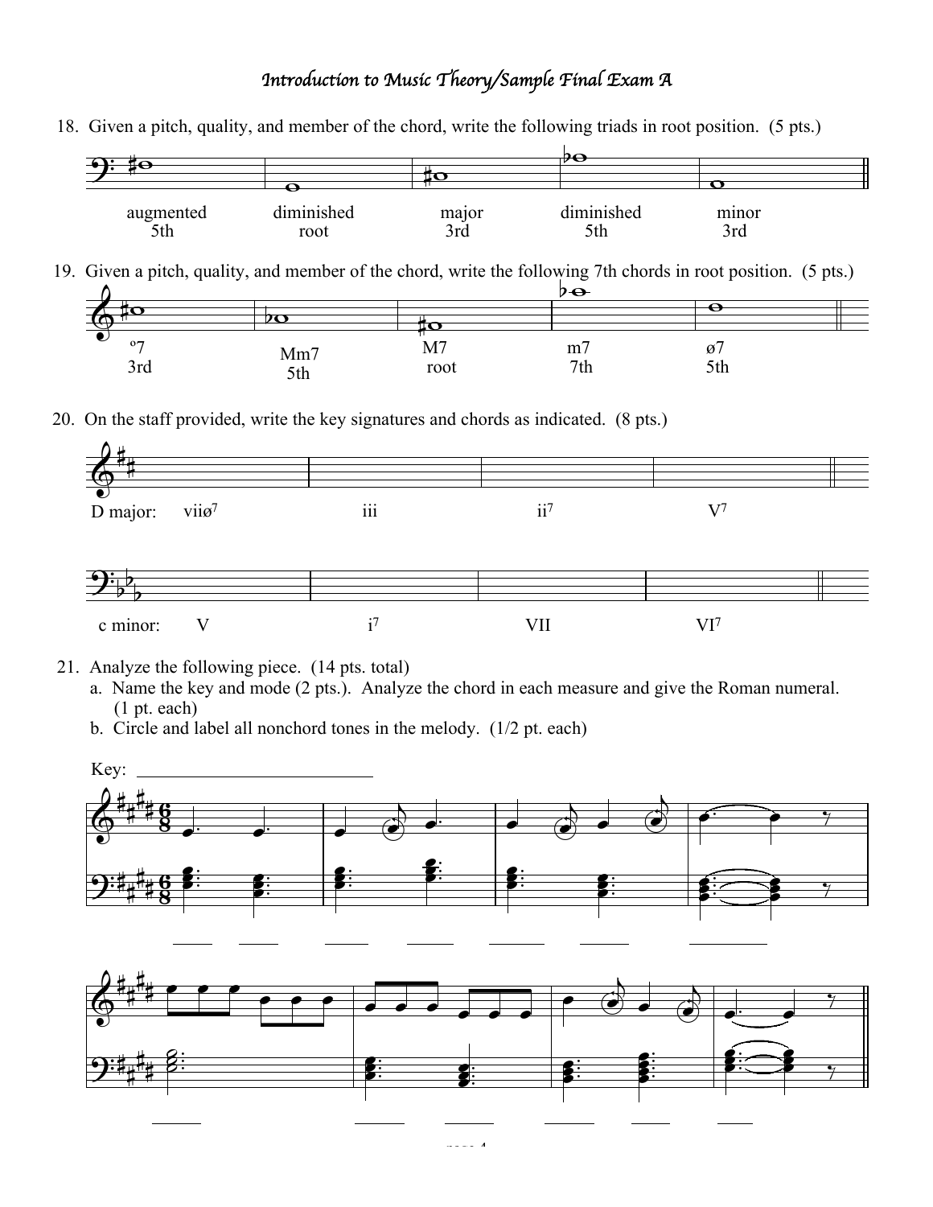# Introduction to Music Theory/Sample Final Exam A

18. Given a pitch, quality, and member of the chord, write the following triads in root position. (5 pts.)

augmented 5th — diminished root — major 3rd — diminished 5th — minor 3rd

19. Given a pitch, quality, and member of the chord, write the following 7th chords in root position. (5 pts.)

º7 3rd — Mm7 5th — M7 root — m7 7th — ø7 5th

20. On the staff provided, write the key signatures and chords as indicated. (8 pts.)

D major: viiø$^7$ — iii — ii$^7$ — V$^7$

c minor: V — i$^7$ — VII — VI$^7$

21. Analyze the following piece. (14 pts. total)
    a. Name the key and mode (2 pts.). Analyze the chord in each measure and give the Roman numeral. (1 pt. each)
    b. Circle and label all nonchord tones in the melody. (1/2 pt. each)

Key: ___________________________

_____ _____ _____ _____ _______ ______ _________

______ ______ ______ ______ _____ ____